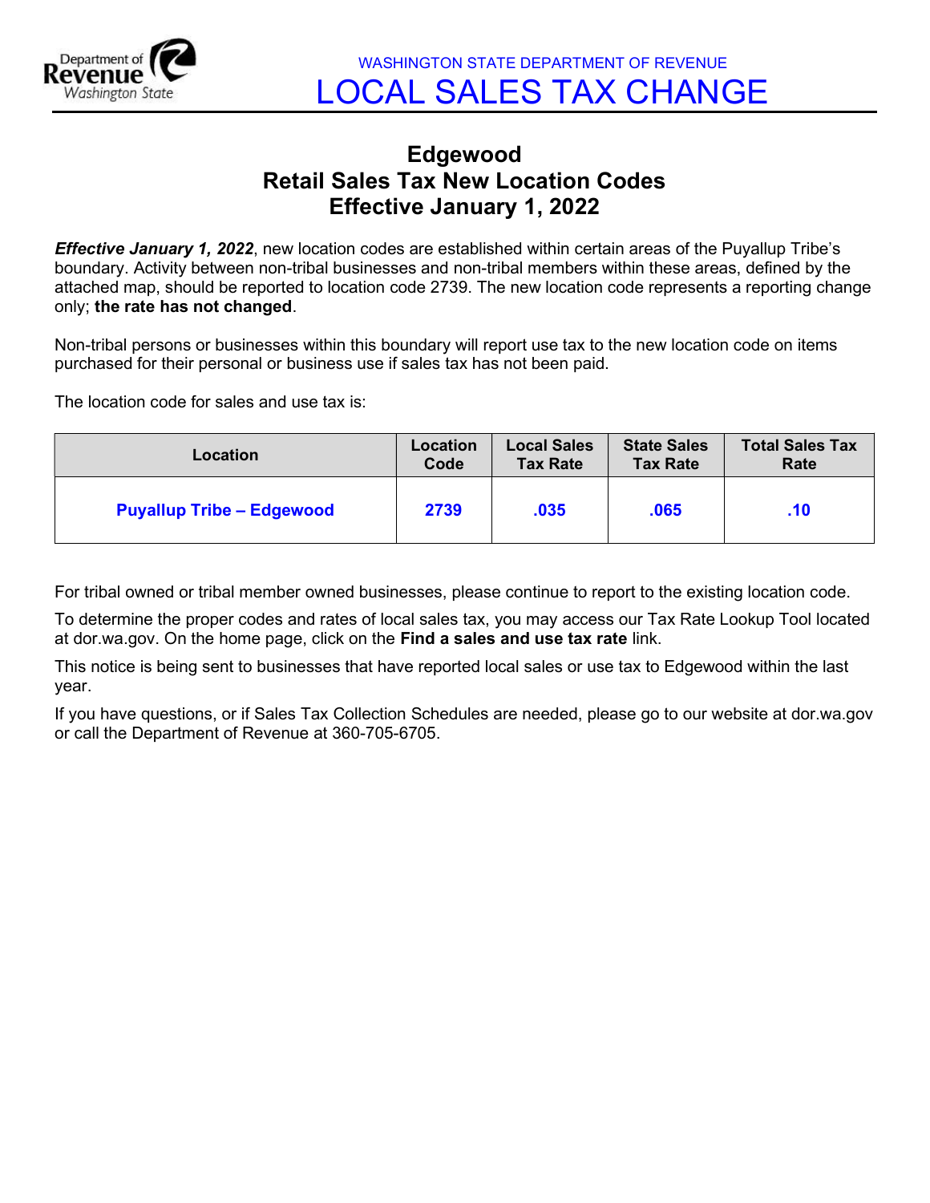WASHINGTON STATE DEPARTMENT OF REVENUE

# LOCAL SALES TAX CHANGE

## Edgewood
## Retail Sales Tax New Location Codes
## Effective January 1, 2022

***Effective January 1, 2022***, new location codes are established within certain areas of the Puyallup Tribe's boundary. Activity between non-tribal businesses and non-tribal members within these areas, defined by the attached map, should be reported to location code 2739. The new location code represents a reporting change only; **the rate has not changed**.

Non-tribal persons or businesses within this boundary will report use tax to the new location code on items purchased for their personal or business use if sales tax has not been paid.

The location code for sales and use tax is:

| Location | Location Code | Local Sales Tax Rate | State Sales Tax Rate | Total Sales Tax Rate |
|---|---|---|---|---|
| **Puyallup Tribe – Edgewood** | **2739** | **.035** | **.065** | **.10** |

For tribal owned or tribal member owned businesses, please continue to report to the existing location code.

To determine the proper codes and rates of local sales tax, you may access our Tax Rate Lookup Tool located at dor.wa.gov. On the home page, click on the **Find a sales and use tax rate** link.

This notice is being sent to businesses that have reported local sales or use tax to Edgewood within the last year.

If you have questions, or if Sales Tax Collection Schedules are needed, please go to our website at dor.wa.gov or call the Department of Revenue at 360-705-6705.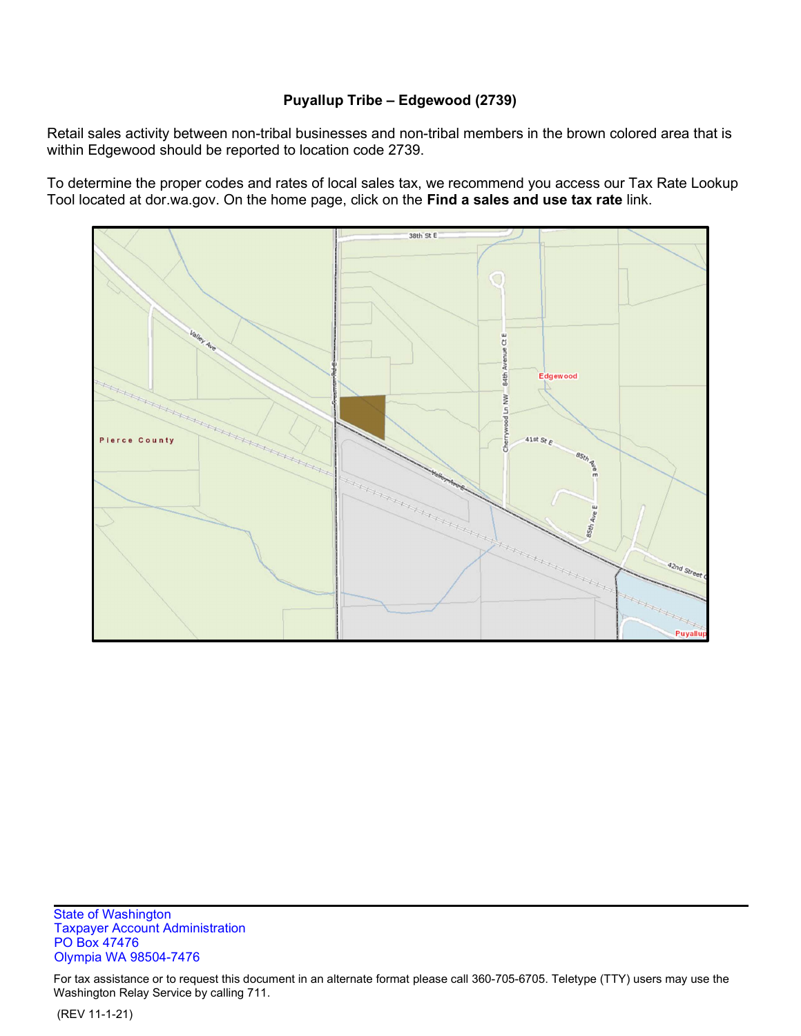**Puyallup Tribe – Edgewood (2739)**

Retail sales activity between non-tribal businesses and non-tribal members in the brown colored area that is within Edgewood should be reported to location code 2739.

To determine the proper codes and rates of local sales tax, we recommend you access our Tax Rate Lookup Tool located at dor.wa.gov. On the home page, click on the **Find a sales and use tax rate** link.

38th St E
Valley Ave
Pierce County
84th Avenue Ct E
Cherrywood Ln NW
Edgewood
41st St E
85th Ave E
85th Ave E
Valley Ave E
42nd Street
Puyallup

State of Washington
Taxpayer Account Administration
PO Box 47476
Olympia WA 98504-7476

For tax assistance or to request this document in an alternate format please call 360-705-6705. Teletype (TTY) users may use the Washington Relay Service by calling 711.

(REV 11-1-21)